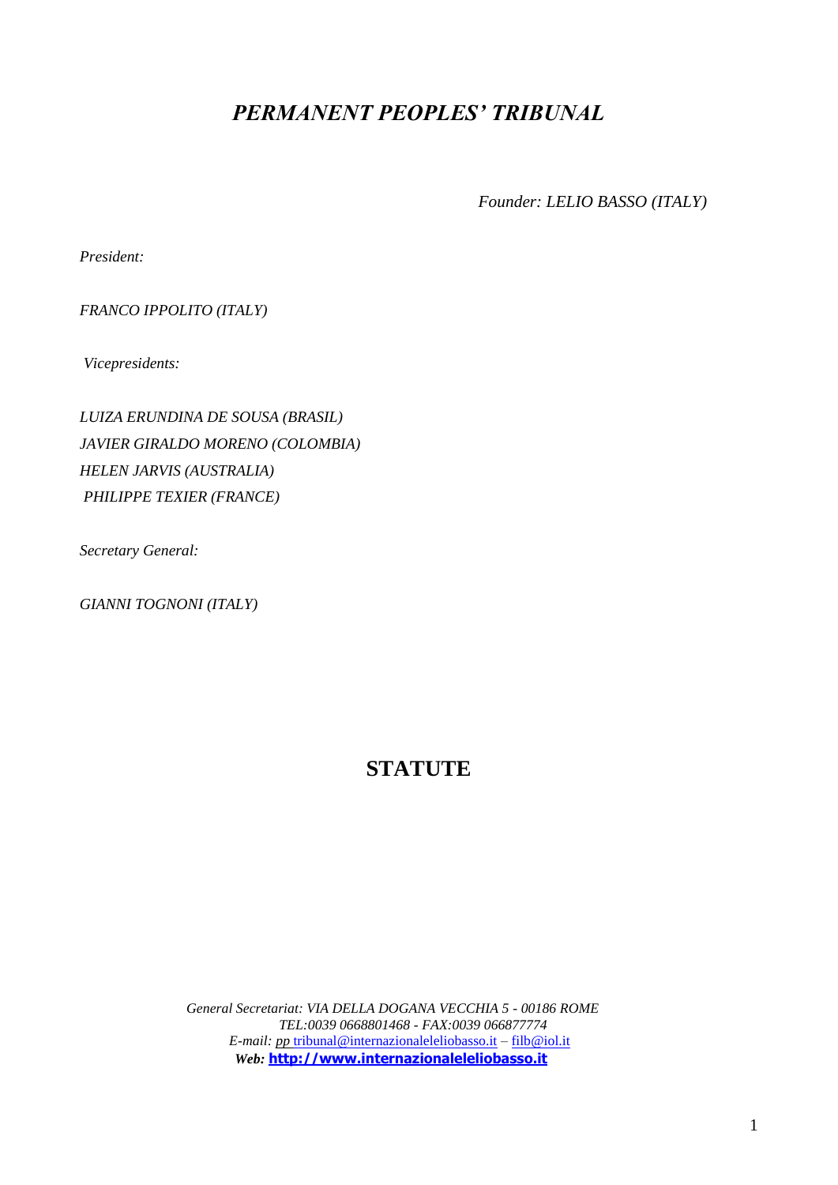# *PERMANENT PEOPLES' TRIBUNAL*

*Founder: LELIO BASSO (ITALY)*

*President:*

*FRANCO IPPOLITO (ITALY)*

*Vicepresidents:*

*LUIZA ERUNDINA DE SOUSA (BRASIL)*
*JAVIER GIRALDO MORENO (COLOMBIA)*
*HELEN JARVIS (AUSTRALIA)*
*PHILIPPE TEXIER (FRANCE)*

*Secretary General:*

*GIANNI TOGNONI (ITALY)*

## STATUTE

*General Secretariat: VIA DELLA DOGANA VECCHIA 5 - 00186 ROME*
*TEL:0039 0668801468 - FAX:0039 066877774*
*E-mail: pp* tribunal@internazionaleleliobasso.it – filb@iol.it
***Web:*** **http://www.internazionaleleliobasso.it**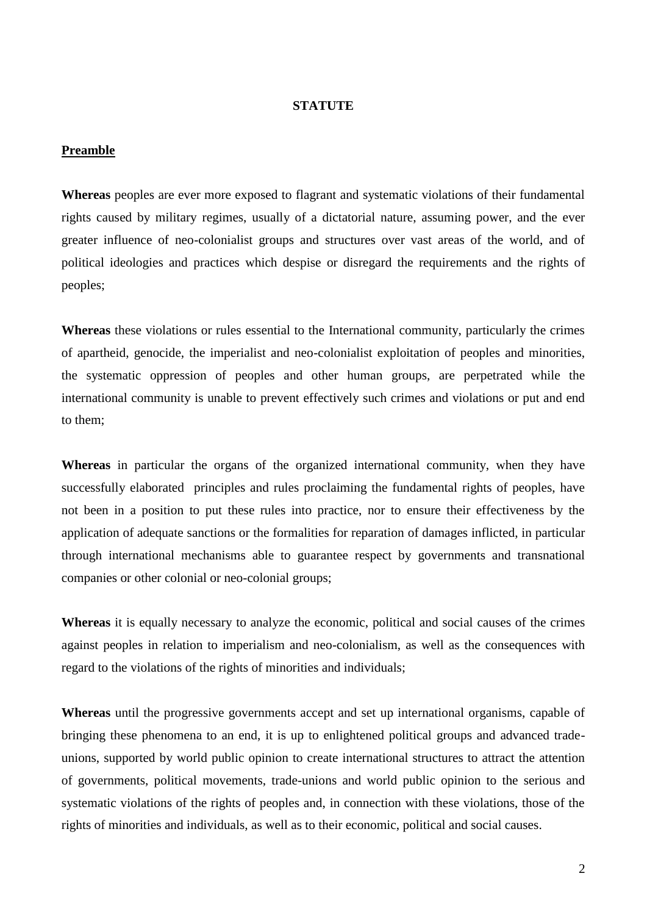**STATUTE**

**Preamble**

**Whereas** peoples are ever more exposed to flagrant and systematic violations of their fundamental rights caused by military regimes, usually of a dictatorial nature, assuming power, and the ever greater influence of neo-colonialist groups and structures over vast areas of the world, and of political ideologies and practices which despise or disregard the requirements and the rights of peoples;

**Whereas** these violations or rules essential to the International community, particularly the crimes of apartheid, genocide, the imperialist and neo-colonialist exploitation of peoples and minorities, the systematic oppression of peoples and other human groups, are perpetrated while the international community is unable to prevent effectively such crimes and violations or put and end to them;

**Whereas** in particular the organs of the organized international community, when they have successfully elaborated principles and rules proclaiming the fundamental rights of peoples, have not been in a position to put these rules into practice, nor to ensure their effectiveness by the application of adequate sanctions or the formalities for reparation of damages inflicted, in particular through international mechanisms able to guarantee respect by governments and transnational companies or other colonial or neo-colonial groups;

**Whereas** it is equally necessary to analyze the economic, political and social causes of the crimes against peoples in relation to imperialism and neo-colonialism, as well as the consequences with regard to the violations of the rights of minorities and individuals;

**Whereas** until the progressive governments accept and set up international organisms, capable of bringing these phenomena to an end, it is up to enlightened political groups and advanced trade-unions, supported by world public opinion to create international structures to attract the attention of governments, political movements, trade-unions and world public opinion to the serious and systematic violations of the rights of peoples and, in connection with these violations, those of the rights of minorities and individuals, as well as to their economic, political and social causes.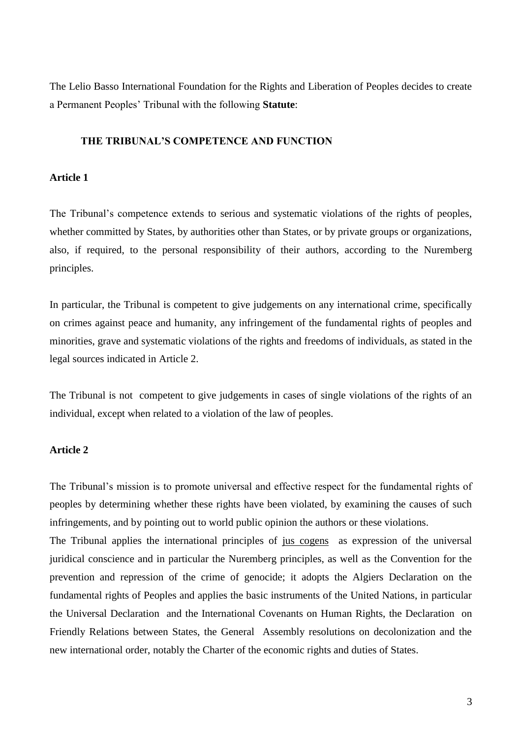The Lelio Basso International Foundation for the Rights and Liberation of Peoples decides to create a Permanent Peoples' Tribunal with the following **Statute**:

## THE TRIBUNAL'S COMPETENCE AND FUNCTION

### Article 1

The Tribunal's competence extends to serious and systematic violations of the rights of peoples, whether committed by States, by authorities other than States, or by private groups or organizations, also, if required, to the personal responsibility of their authors, according to the Nuremberg principles.

In particular, the Tribunal is competent to give judgements on any international crime, specifically on crimes against peace and humanity, any infringement of the fundamental rights of peoples and minorities, grave and systematic violations of the rights and freedoms of individuals, as stated in the legal sources indicated in Article 2.

The Tribunal is not competent to give judgements in cases of single violations of the rights of an individual, except when related to a violation of the law of peoples.

### Article 2

The Tribunal's mission is to promote universal and effective respect for the fundamental rights of peoples by determining whether these rights have been violated, by examining the causes of such infringements, and by pointing out to world public opinion the authors or these violations.

The Tribunal applies the international principles of jus cogens as expression of the universal juridical conscience and in particular the Nuremberg principles, as well as the Convention for the prevention and repression of the crime of genocide; it adopts the Algiers Declaration on the fundamental rights of Peoples and applies the basic instruments of the United Nations, in particular the Universal Declaration and the International Covenants on Human Rights, the Declaration on Friendly Relations between States, the General Assembly resolutions on decolonization and the new international order, notably the Charter of the economic rights and duties of States.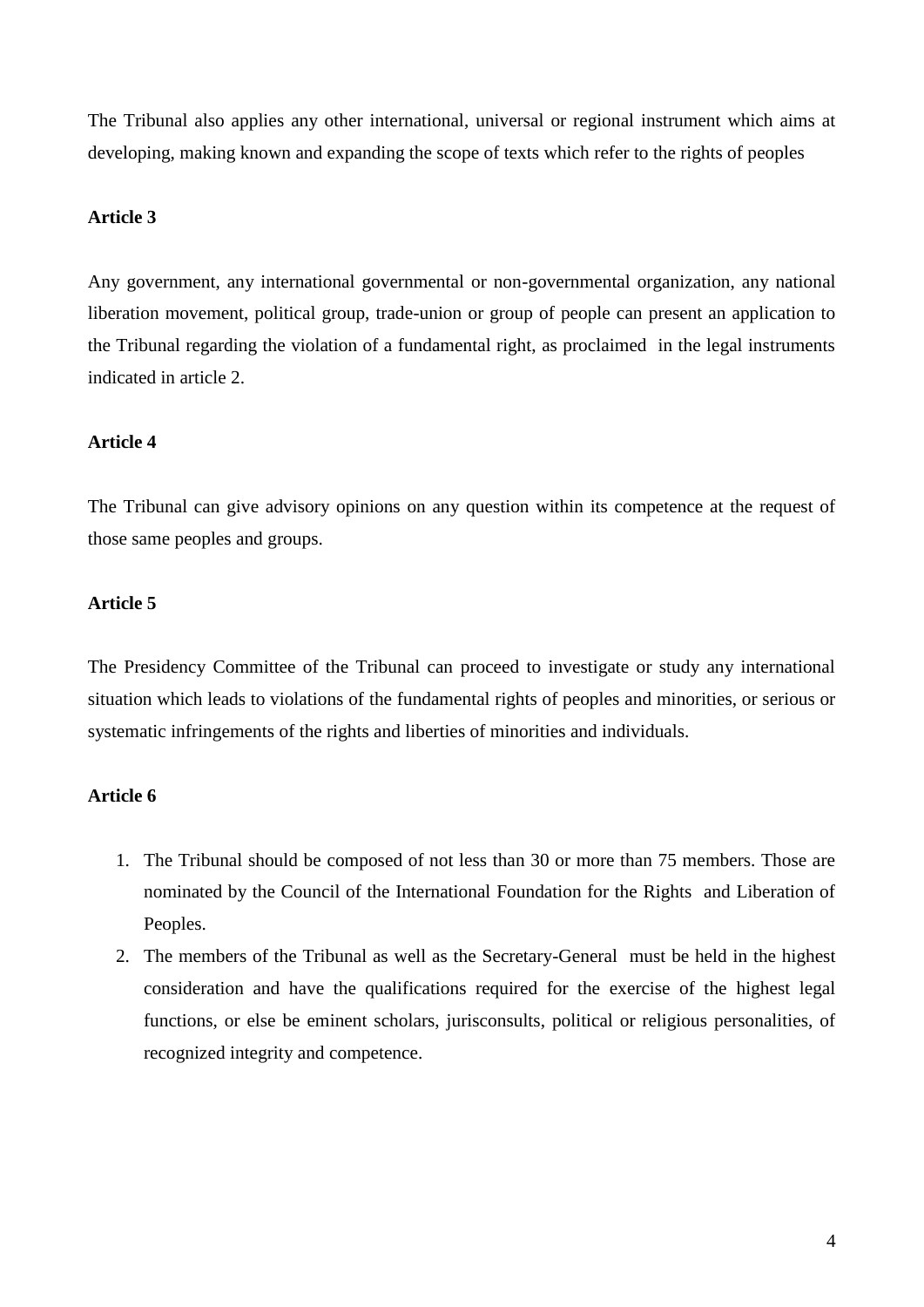The Tribunal also applies any other international, universal or regional instrument which aims at developing, making known and expanding the scope of texts which refer to the rights of peoples

**Article 3**

Any government, any international governmental or non-governmental organization, any national liberation movement, political group, trade-union or group of people can present an application to the Tribunal regarding the violation of a fundamental right, as proclaimed in the legal instruments indicated in article 2.

**Article 4**

The Tribunal can give advisory opinions on any question within its competence at the request of those same peoples and groups.

**Article 5**

The Presidency Committee of the Tribunal can proceed to investigate or study any international situation which leads to violations of the fundamental rights of peoples and minorities, or serious or systematic infringements of the rights and liberties of minorities and individuals.

**Article 6**

1. The Tribunal should be composed of not less than 30 or more than 75 members. Those are nominated by the Council of the International Foundation for the Rights and Liberation of Peoples.
2. The members of the Tribunal as well as the Secretary-General must be held in the highest consideration and have the qualifications required for the exercise of the highest legal functions, or else be eminent scholars, jurisconsults, political or religious personalities, of recognized integrity and competence.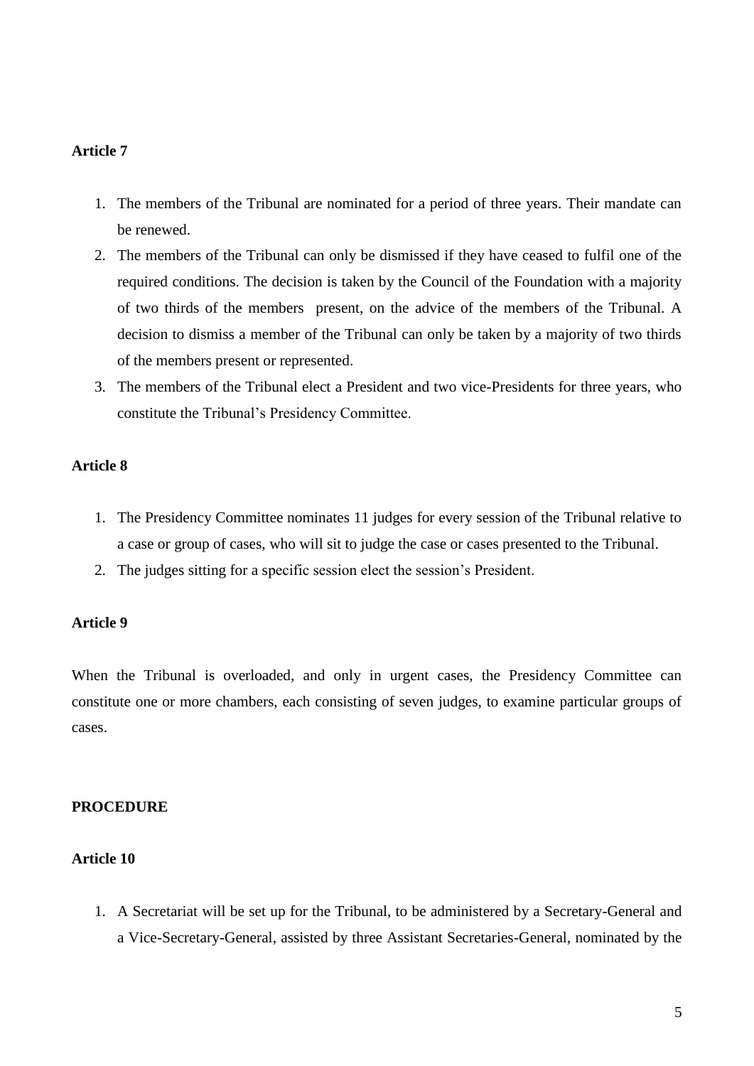**Article 7**

1. The members of the Tribunal are nominated for a period of three years. Their mandate can be renewed.
2. The members of the Tribunal can only be dismissed if they have ceased to fulfil one of the required conditions. The decision is taken by the Council of the Foundation with a majority of two thirds of the members present, on the advice of the members of the Tribunal. A decision to dismiss a member of the Tribunal can only be taken by a majority of two thirds of the members present or represented.
3. The members of the Tribunal elect a President and two vice-Presidents for three years, who constitute the Tribunal's Presidency Committee.

**Article 8**

1. The Presidency Committee nominates 11 judges for every session of the Tribunal relative to a case or group of cases, who will sit to judge the case or cases presented to the Tribunal.
2. The judges sitting for a specific session elect the session's President.

**Article 9**

When the Tribunal is overloaded, and only in urgent cases, the Presidency Committee can constitute one or more chambers, each consisting of seven judges, to examine particular groups of cases.

**PROCEDURE**

**Article 10**

1. A Secretariat will be set up for the Tribunal, to be administered by a Secretary-General and a Vice-Secretary-General, assisted by three Assistant Secretaries-General, nominated by the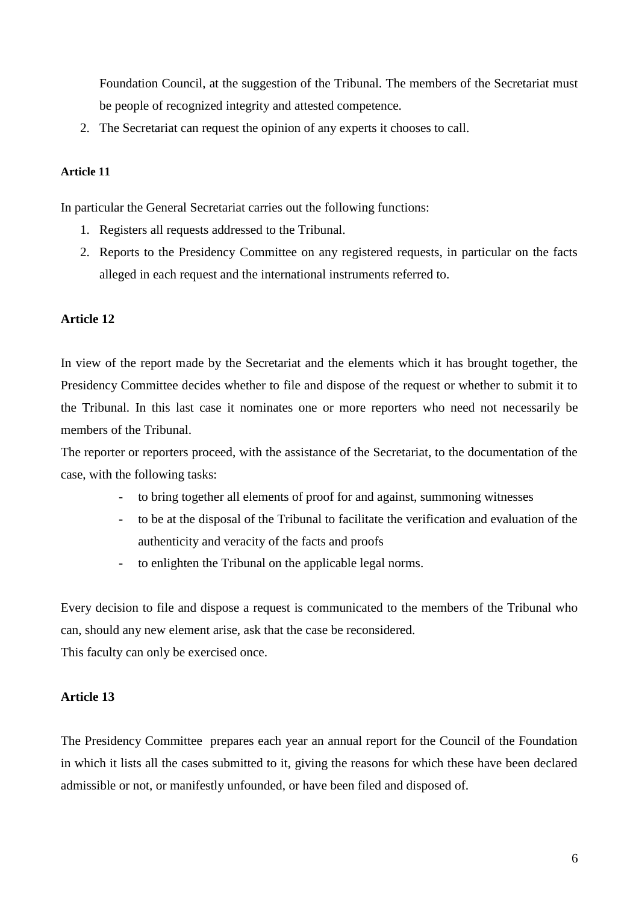Foundation Council, at the suggestion of the Tribunal. The members of the Secretariat must be people of recognized integrity and attested competence.

2. The Secretariat can request the opinion of any experts it chooses to call.

**Article 11**

In particular the General Secretariat carries out the following functions:

1. Registers all requests addressed to the Tribunal.
2. Reports to the Presidency Committee on any registered requests, in particular on the facts alleged in each request and the international instruments referred to.

**Article 12**

In view of the report made by the Secretariat and the elements which it has brought together, the Presidency Committee decides whether to file and dispose of the request or whether to submit it to the Tribunal. In this last case it nominates one or more reporters who need not necessarily be members of the Tribunal.

The reporter or reporters proceed, with the assistance of the Secretariat, to the documentation of the case, with the following tasks:

- to bring together all elements of proof for and against, summoning witnesses
- to be at the disposal of the Tribunal to facilitate the verification and evaluation of the authenticity and veracity of the facts and proofs
- to enlighten the Tribunal on the applicable legal norms.

Every decision to file and dispose a request is communicated to the members of the Tribunal who can, should any new element arise, ask that the case be reconsidered.

This faculty can only be exercised once.

**Article 13**

The Presidency Committee prepares each year an annual report for the Council of the Foundation in which it lists all the cases submitted to it, giving the reasons for which these have been declared admissible or not, or manifestly unfounded, or have been filed and disposed of.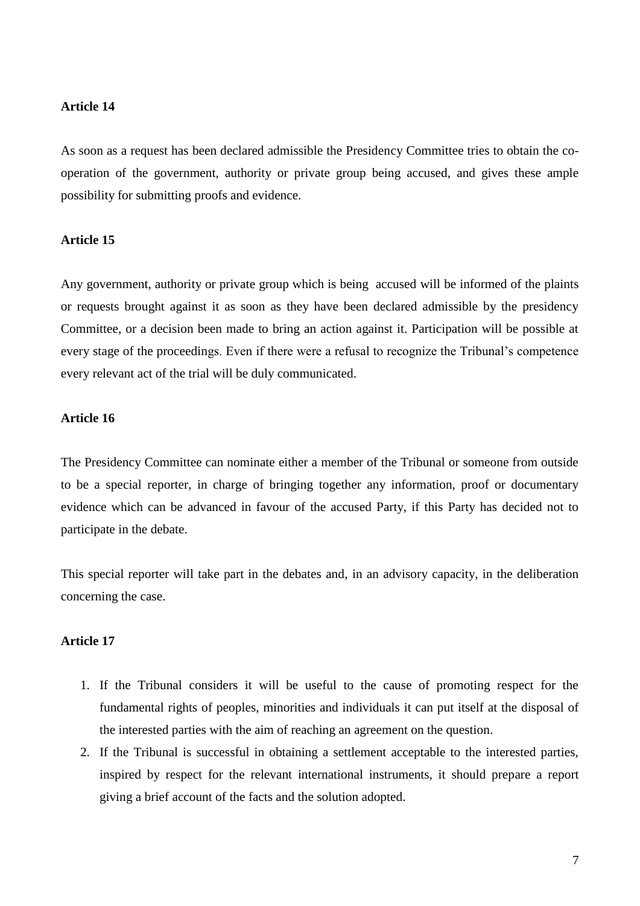**Article 14**

As soon as a request has been declared admissible the Presidency Committee tries to obtain the co-operation of the government, authority or private group being accused, and gives these ample possibility for submitting proofs and evidence.

**Article 15**

Any government, authority or private group which is being accused will be informed of the plaints or requests brought against it as soon as they have been declared admissible by the presidency Committee, or a decision been made to bring an action against it. Participation will be possible at every stage of the proceedings. Even if there were a refusal to recognize the Tribunal's competence every relevant act of the trial will be duly communicated.

**Article 16**

The Presidency Committee can nominate either a member of the Tribunal or someone from outside to be a special reporter, in charge of bringing together any information, proof or documentary evidence which can be advanced in favour of the accused Party, if this Party has decided not to participate in the debate.

This special reporter will take part in the debates and, in an advisory capacity, in the deliberation concerning the case.

**Article 17**

1. If the Tribunal considers it will be useful to the cause of promoting respect for the fundamental rights of peoples, minorities and individuals it can put itself at the disposal of the interested parties with the aim of reaching an agreement on the question.
2. If the Tribunal is successful in obtaining a settlement acceptable to the interested parties, inspired by respect for the relevant international instruments, it should prepare a report giving a brief account of the facts and the solution adopted.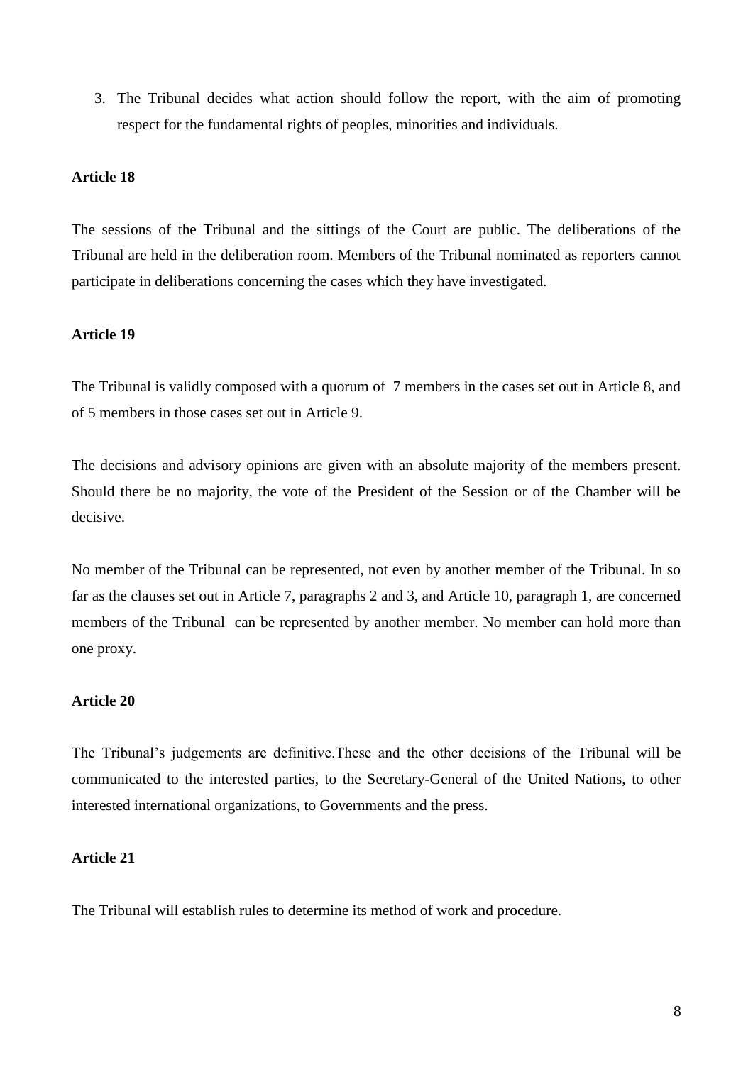3. The Tribunal decides what action should follow the report, with the aim of promoting respect for the fundamental rights of peoples, minorities and individuals.

**Article 18**

The sessions of the Tribunal and the sittings of the Court are public. The deliberations of the Tribunal are held in the deliberation room. Members of the Tribunal nominated as reporters cannot participate in deliberations concerning the cases which they have investigated.

**Article 19**

The Tribunal is validly composed with a quorum of 7 members in the cases set out in Article 8, and of 5 members in those cases set out in Article 9.

The decisions and advisory opinions are given with an absolute majority of the members present. Should there be no majority, the vote of the President of the Session or of the Chamber will be decisive.

No member of the Tribunal can be represented, not even by another member of the Tribunal. In so far as the clauses set out in Article 7, paragraphs 2 and 3, and Article 10, paragraph 1, are concerned members of the Tribunal can be represented by another member. No member can hold more than one proxy.

**Article 20**

The Tribunal's judgements are definitive.These and the other decisions of the Tribunal will be communicated to the interested parties, to the Secretary-General of the United Nations, to other interested international organizations, to Governments and the press.

**Article 21**

The Tribunal will establish rules to determine its method of work and procedure.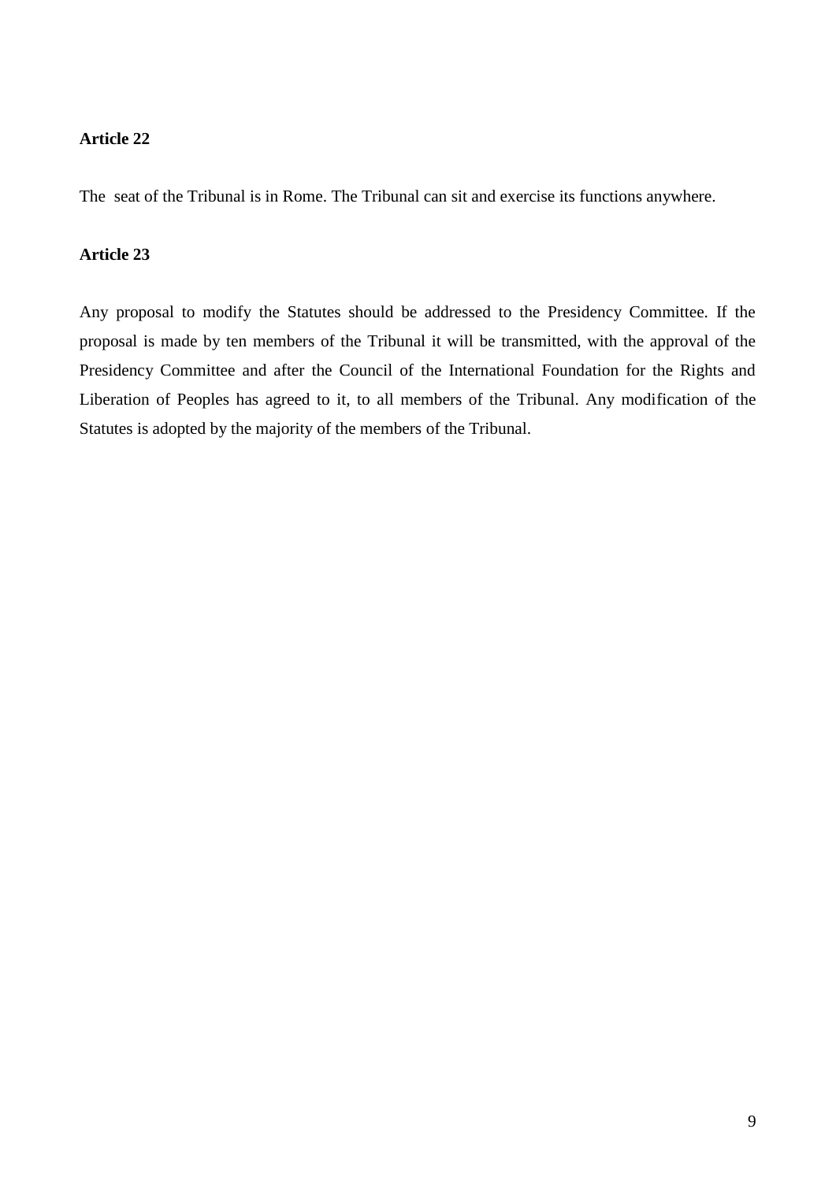**Article 22**

The seat of the Tribunal is in Rome. The Tribunal can sit and exercise its functions anywhere.

**Article 23**

Any proposal to modify the Statutes should be addressed to the Presidency Committee. If the proposal is made by ten members of the Tribunal it will be transmitted, with the approval of the Presidency Committee and after the Council of the International Foundation for the Rights and Liberation of Peoples has agreed to it, to all members of the Tribunal. Any modification of the Statutes is adopted by the majority of the members of the Tribunal.